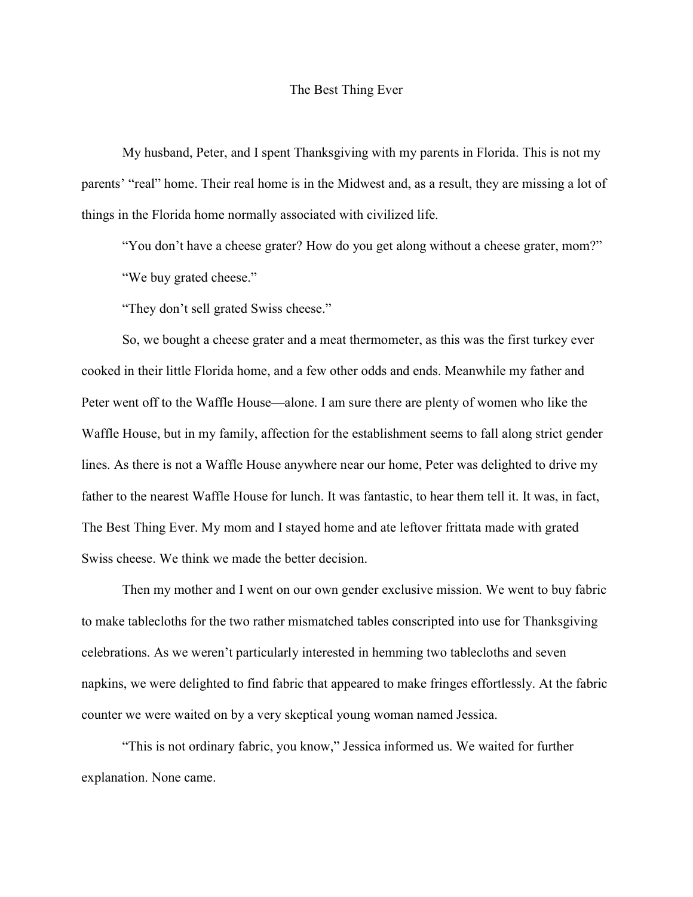# The Best Thing Ever

My husband, Peter, and I spent Thanksgiving with my parents in Florida. This is not my parents' "real" home. Their real home is in the Midwest and, as a result, they are missing a lot of things in the Florida home normally associated with civilized life.

"You don't have a cheese grater? How do you get along without a cheese grater, mom?"

"We buy grated cheese."

"They don't sell grated Swiss cheese."

So, we bought a cheese grater and a meat thermometer, as this was the first turkey ever cooked in their little Florida home, and a few other odds and ends. Meanwhile my father and Peter went off to the Waffle House—alone. I am sure there are plenty of women who like the Waffle House, but in my family, affection for the establishment seems to fall along strict gender lines. As there is not a Waffle House anywhere near our home, Peter was delighted to drive my father to the nearest Waffle House for lunch. It was fantastic, to hear them tell it. It was, in fact, The Best Thing Ever. My mom and I stayed home and ate leftover frittata made with grated Swiss cheese. We think we made the better decision.

Then my mother and I went on our own gender exclusive mission. We went to buy fabric to make tablecloths for the two rather mismatched tables conscripted into use for Thanksgiving celebrations. As we weren't particularly interested in hemming two tablecloths and seven napkins, we were delighted to find fabric that appeared to make fringes effortlessly. At the fabric counter we were waited on by a very skeptical young woman named Jessica.

"This is not ordinary fabric, you know," Jessica informed us. We waited for further explanation. None came.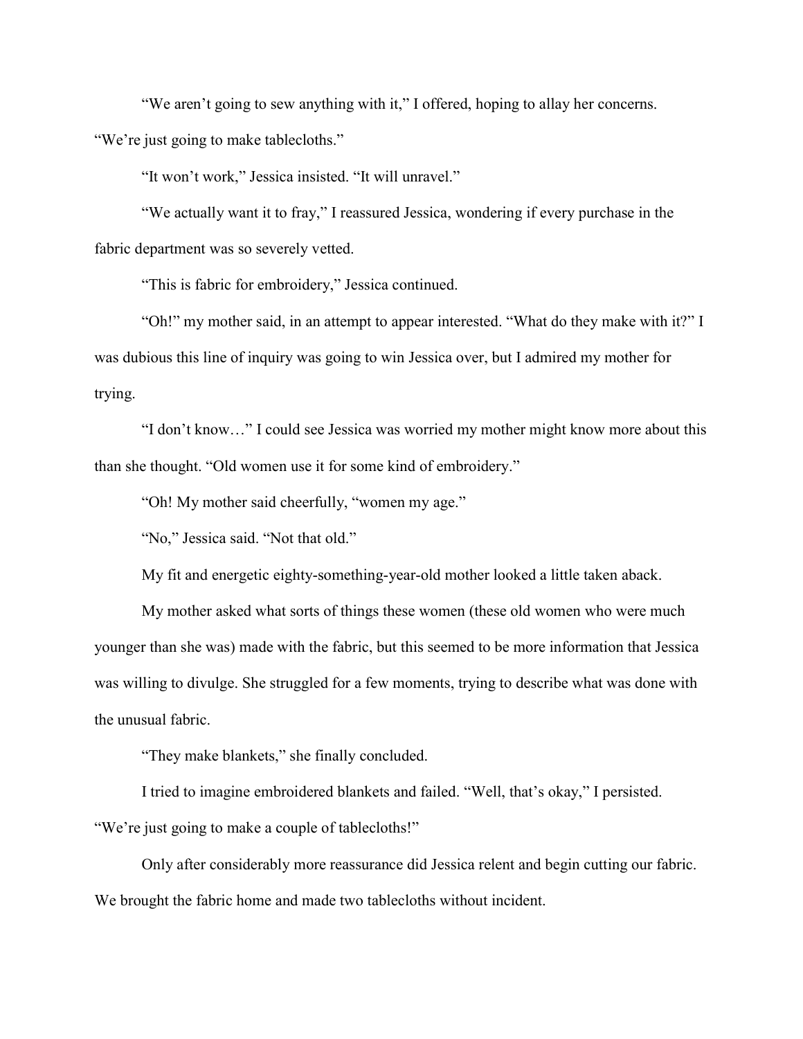"We aren't going to sew anything with it," I offered, hoping to allay her concerns. "We're just going to make tablecloths."

"It won't work," Jessica insisted. "It will unravel."

"We actually want it to fray," I reassured Jessica, wondering if every purchase in the fabric department was so severely vetted.

"This is fabric for embroidery," Jessica continued.

"Oh!" my mother said, in an attempt to appear interested. "What do they make with it?" I was dubious this line of inquiry was going to win Jessica over, but I admired my mother for trying.

"I don't know…" I could see Jessica was worried my mother might know more about this than she thought. "Old women use it for some kind of embroidery."

"Oh! My mother said cheerfully, "women my age."

"No," Jessica said. "Not that old."

My fit and energetic eighty-something-year-old mother looked a little taken aback.

My mother asked what sorts of things these women (these old women who were much younger than she was) made with the fabric, but this seemed to be more information that Jessica was willing to divulge. She struggled for a few moments, trying to describe what was done with the unusual fabric.

"They make blankets," she finally concluded.

I tried to imagine embroidered blankets and failed. "Well, that's okay," I persisted. "We're just going to make a couple of tablecloths!"

Only after considerably more reassurance did Jessica relent and begin cutting our fabric. We brought the fabric home and made two tablecloths without incident.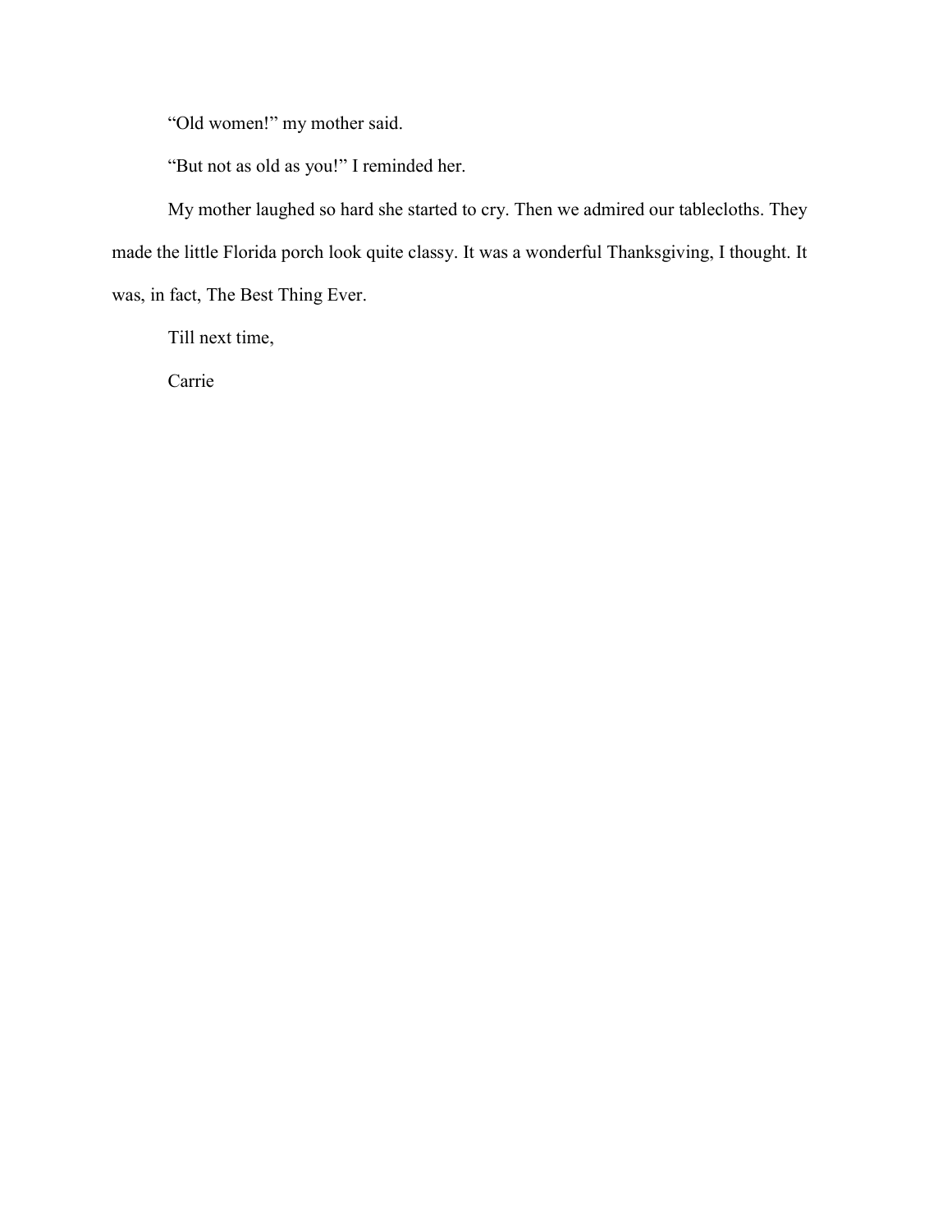"Old women!" my mother said.

"But not as old as you!" I reminded her.

My mother laughed so hard she started to cry. Then we admired our tablecloths. They made the little Florida porch look quite classy. It was a wonderful Thanksgiving, I thought. It was, in fact, The Best Thing Ever.

Till next time,

Carrie